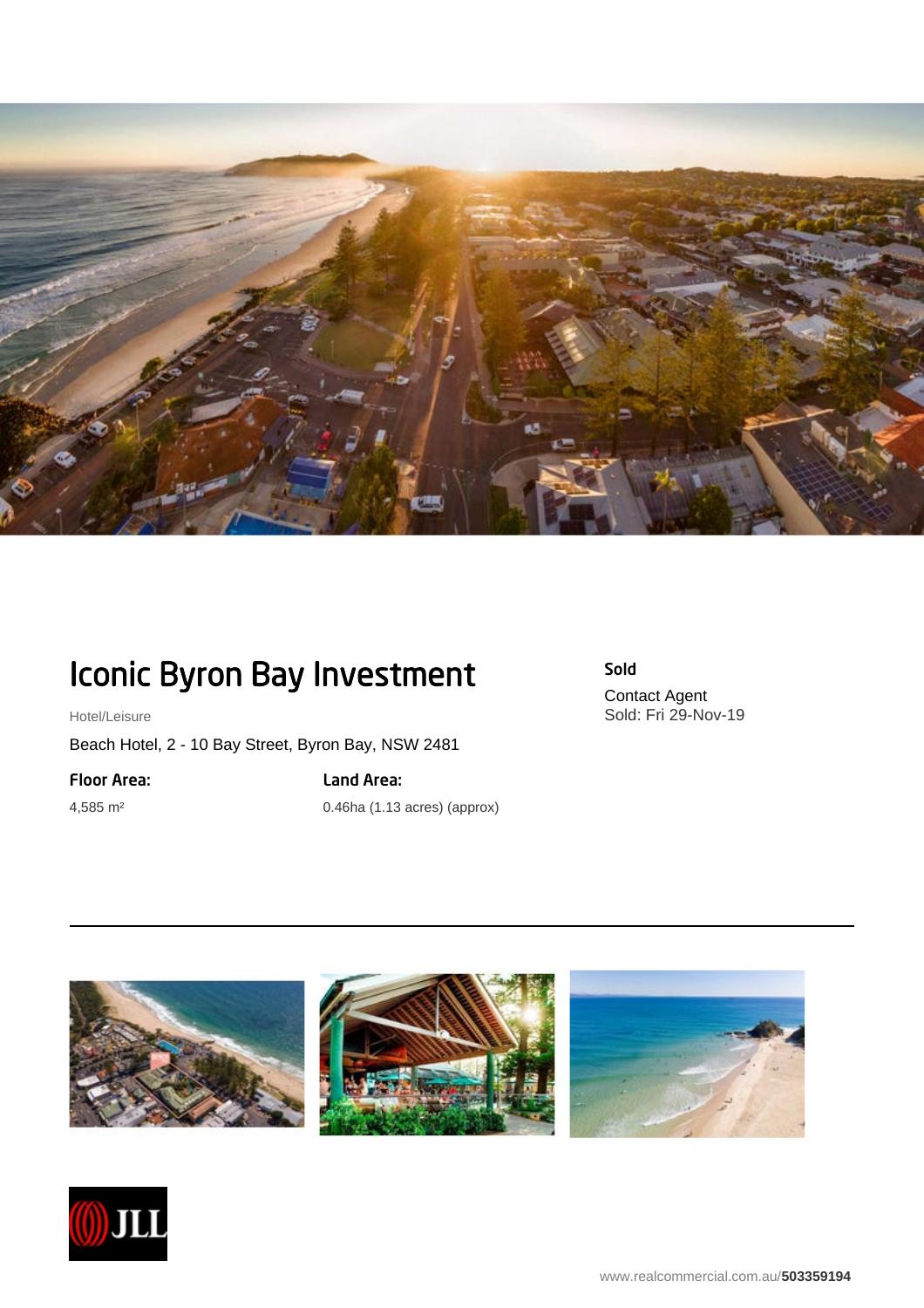# Iconic Byron Bay Investment

Hotel/Leisure

Beach Hotel, 2 - 10 Bay Street, Byron Bay, NSW 2481

**Floor Area:**

4,585 m²

**Land Area:**

0.46ha (1.13 acres) (approx)

**Sold**

Contact Agent

Sold: Fri 29-Nov-19

---

www.realcommercial.com.au/**503359194**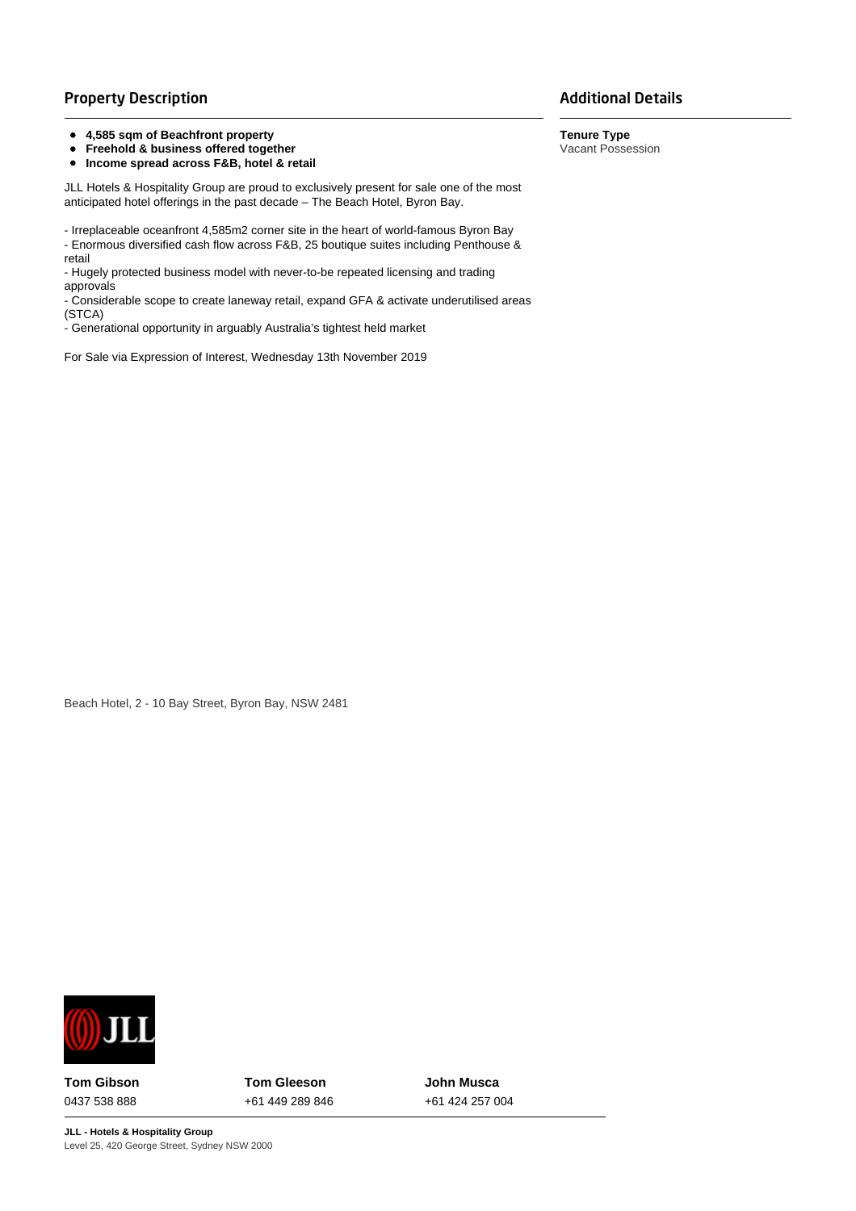## Property Description

- **4,585 sqm of Beachfront property**
- **Freehold & business offered together**
- **Income spread across F&B, hotel & retail**

JLL Hotels & Hospitality Group are proud to exclusively present for sale one of the most anticipated hotel offerings in the past decade – The Beach Hotel, Byron Bay.

- Irreplaceable oceanfront 4,585m2 corner site in the heart of world-famous Byron Bay
- Enormous diversified cash flow across F&B, 25 boutique suites including Penthouse & retail
- Hugely protected business model with never-to-be repeated licensing and trading approvals
- Considerable scope to create laneway retail, expand GFA & activate underutilised areas (STCA)
- Generational opportunity in arguably Australia's tightest held market

For Sale via Expression of Interest, Wednesday 13th November 2019

## Additional Details

**Tenure Type**
Vacant Possession

Beach Hotel, 2 - 10 Bay Street, Byron Bay, NSW 2481

JLL

**Tom Gibson**
0437 538 888

**Tom Gleeson**
+61 449 289 846

**John Musca**
+61 424 257 004

**JLL - Hotels & Hospitality Group**
Level 25, 420 George Street, Sydney NSW 2000